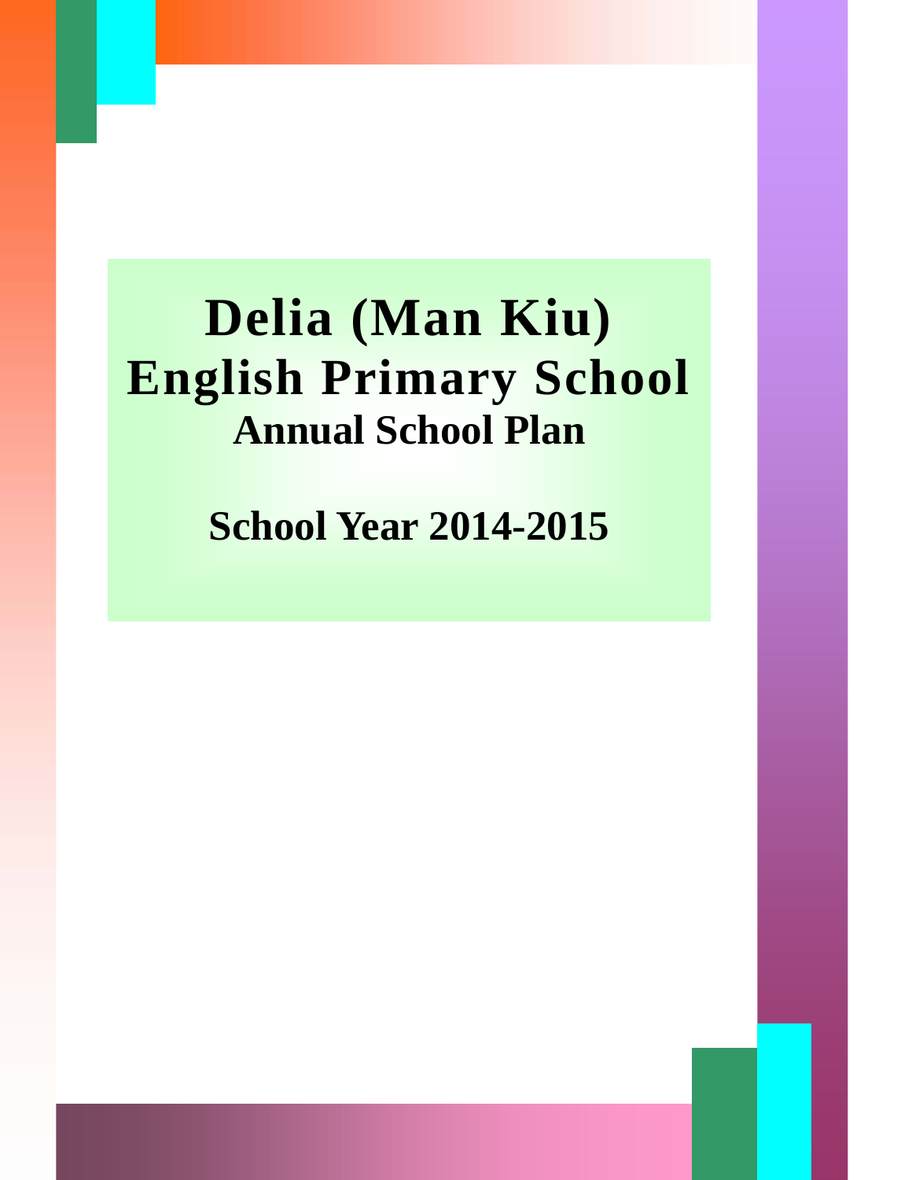# Delia (Man Kiu) English Primary School

## Annual School Plan

## School Year 2014-2015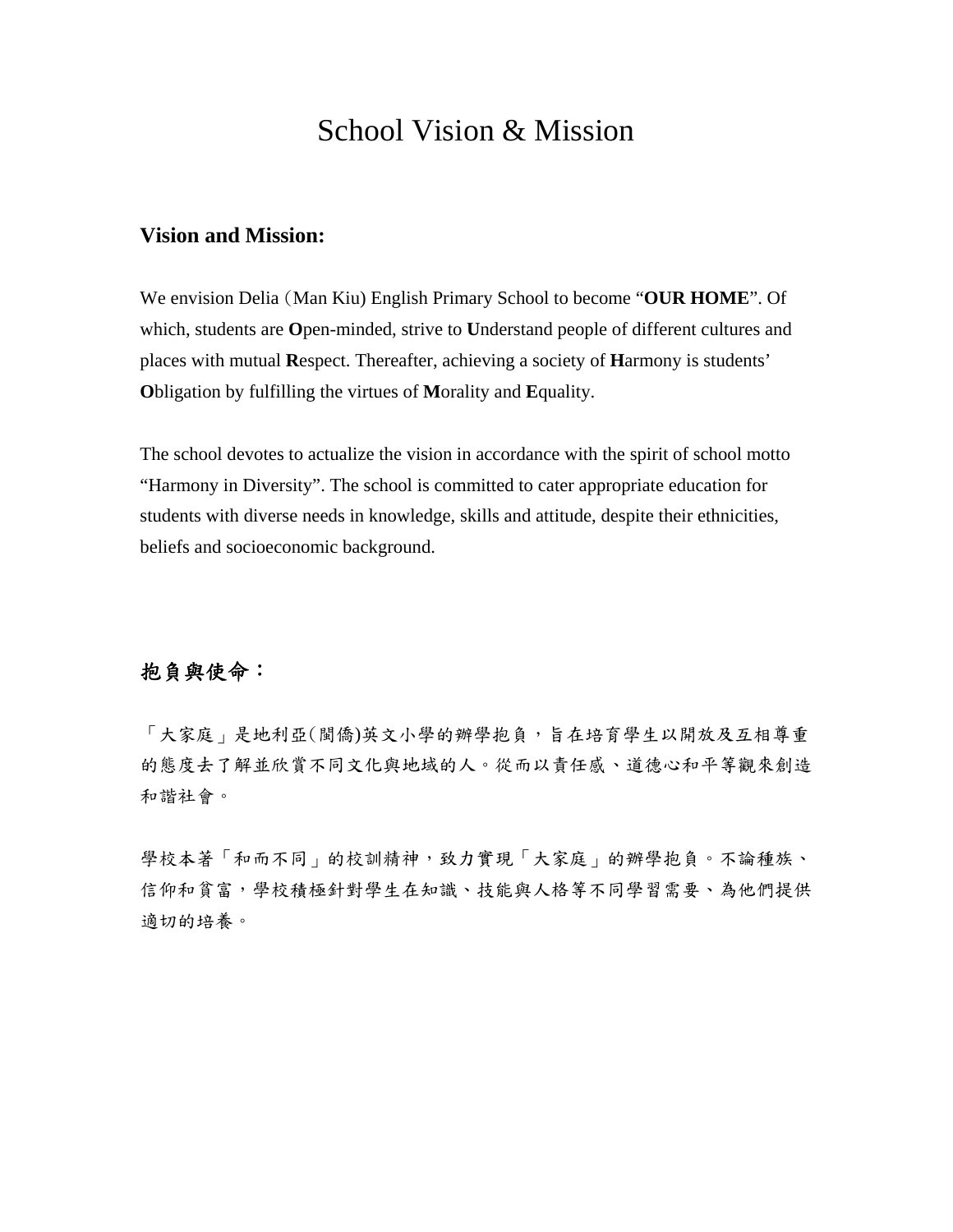# School Vision & Mission

### Vision and Mission:

We envision Delia (Man Kiu) English Primary School to become "**OUR HOME**". Of which, students are **O**pen-minded, strive to **U**nderstand people of different cultures and places with mutual **R**espect. Thereafter, achieving a society of **H**armony is students' **O**bligation by fulfilling the virtues of **M**orality and **E**quality.

The school devotes to actualize the vision in accordance with the spirit of school motto "Harmony in Diversity". The school is committed to cater appropriate education for students with diverse needs in knowledge, skills and attitude, despite their ethnicities, beliefs and socioeconomic background.

### 抱負與使命：

「大家庭」是地利亞(閩僑)英文小學的辦學抱負，旨在培育學生以開放及互相尊重的態度去了解並欣賞不同文化與地域的人。從而以責任感、道德心和平等觀來創造和諧社會。

學校本著「和而不同」的校訓精神，致力實現「大家庭」的辦學抱負。不論種族、信仰和貧富，學校積極針對學生在知識、技能與人格等不同學習需要、為他們提供適切的培養。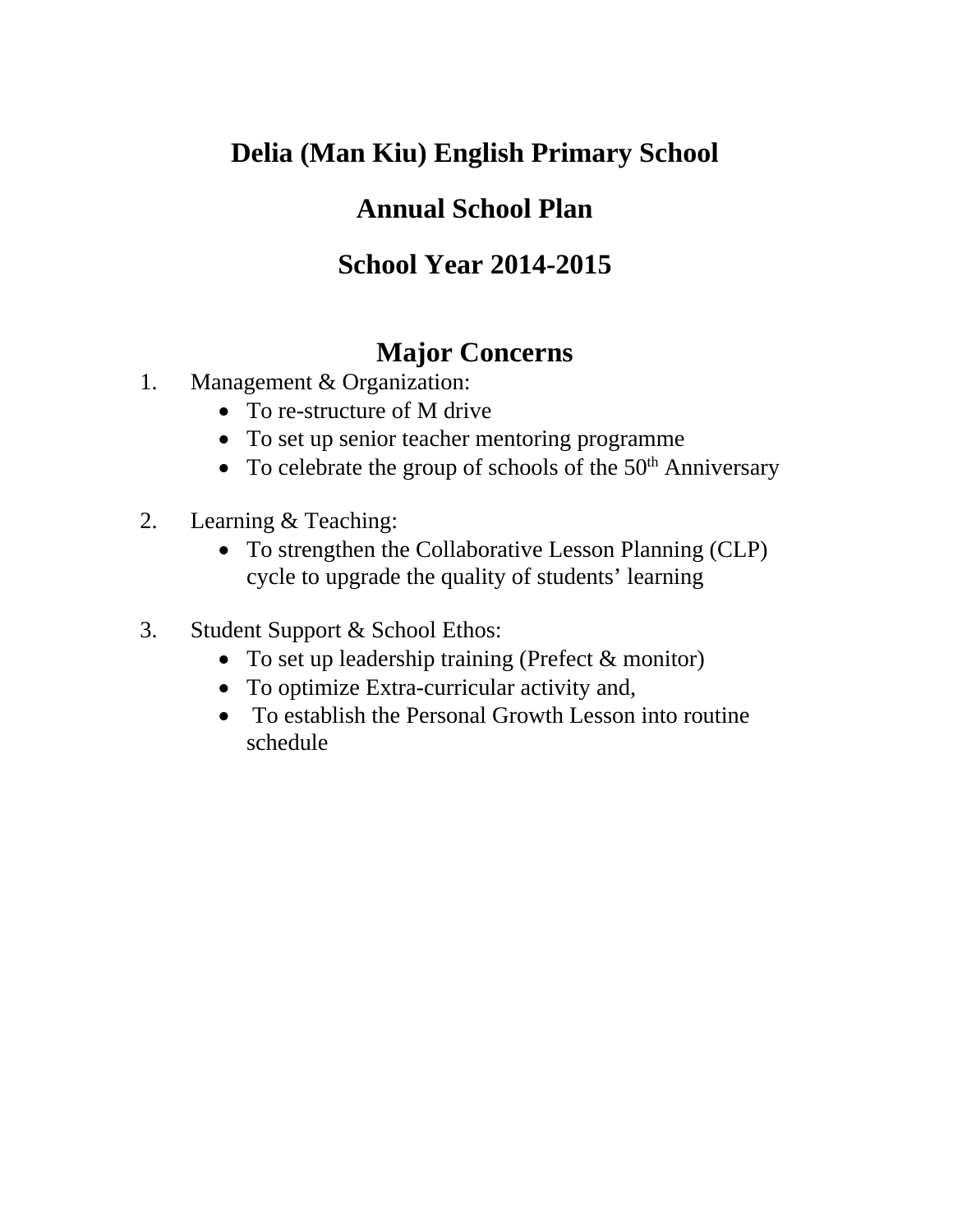# Delia (Man Kiu) English Primary School

# Annual School Plan

# School Year 2014-2015

## Major Concerns

1. Management & Organization:
   - To re-structure of M drive
   - To set up senior teacher mentoring programme
   - To celebrate the group of schools of the 50th Anniversary

2. Learning & Teaching:
   - To strengthen the Collaborative Lesson Planning (CLP) cycle to upgrade the quality of students' learning

3. Student Support & School Ethos:
   - To set up leadership training (Prefect & monitor)
   - To optimize Extra-curricular activity and,
   - To establish the Personal Growth Lesson into routine schedule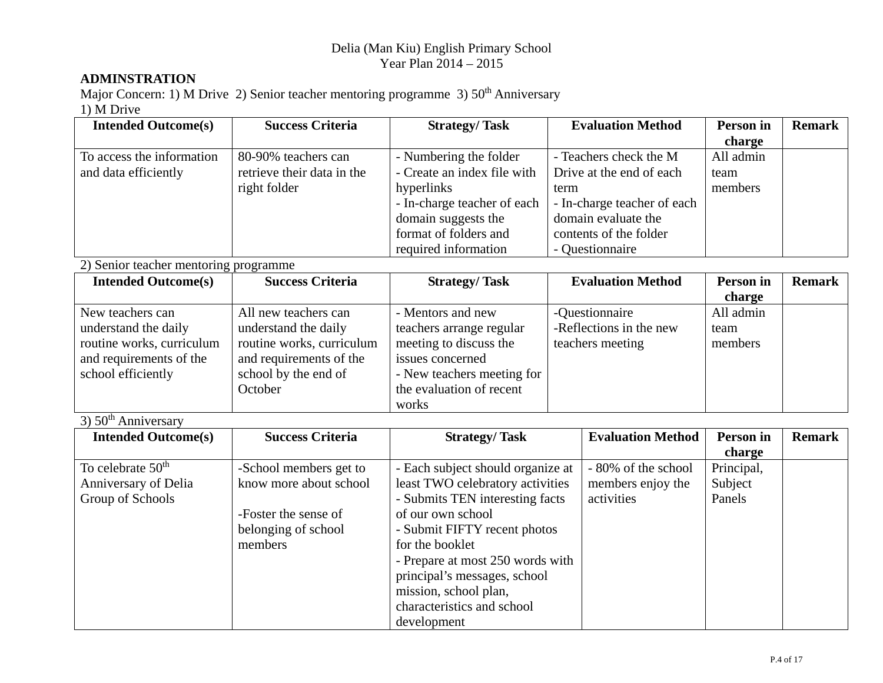Delia (Man Kiu) English Primary School
Year Plan 2014 – 2015

**ADMINSTRATION**

Major Concern: 1) M Drive 2) Senior teacher mentoring programme 3) 50th Anniversary

1) M Drive

| Intended Outcome(s) | Success Criteria | Strategy/ Task | Evaluation Method | Person in charge | Remark |
|---|---|---|---|---|---|
| To access the information and data efficiently | 80-90% teachers can retrieve their data in the right folder | - Numbering the folder<br>- Create an index file with hyperlinks<br>- In-charge teacher of each domain suggests the format of folders and required information | - Teachers check the M Drive at the end of each term<br>- In-charge teacher of each domain evaluate the contents of the folder<br>- Questionnaire | All admin team members | |

2) Senior teacher mentoring programme

| Intended Outcome(s) | Success Criteria | Strategy/ Task | Evaluation Method | Person in charge | Remark |
|---|---|---|---|---|---|
| New teachers can understand the daily routine works, curriculum and requirements of the school efficiently | All new teachers can understand the daily routine works, curriculum and requirements of the school by the end of October | - Mentors and new teachers arrange regular meeting to discuss the issues concerned<br>- New teachers meeting for the evaluation of recent works | -Questionnaire<br>-Reflections in the new teachers meeting | All admin team members | |

3) 50th Anniversary

| Intended Outcome(s) | Success Criteria | Strategy/ Task | Evaluation Method | Person in charge | Remark |
|---|---|---|---|---|---|
| To celebrate 50th Anniversary of Delia Group of Schools | -School members get to know more about school<br><br>-Foster the sense of belonging of school members | - Each subject should organize at least TWO celebratory activities<br>- Submits TEN interesting facts of our own school<br>- Submit FIFTY recent photos for the booklet<br>- Prepare at most 250 words with principal's messages, school mission, school plan, characteristics and school development | - 80% of the school members enjoy the activities | Principal, Subject Panels | |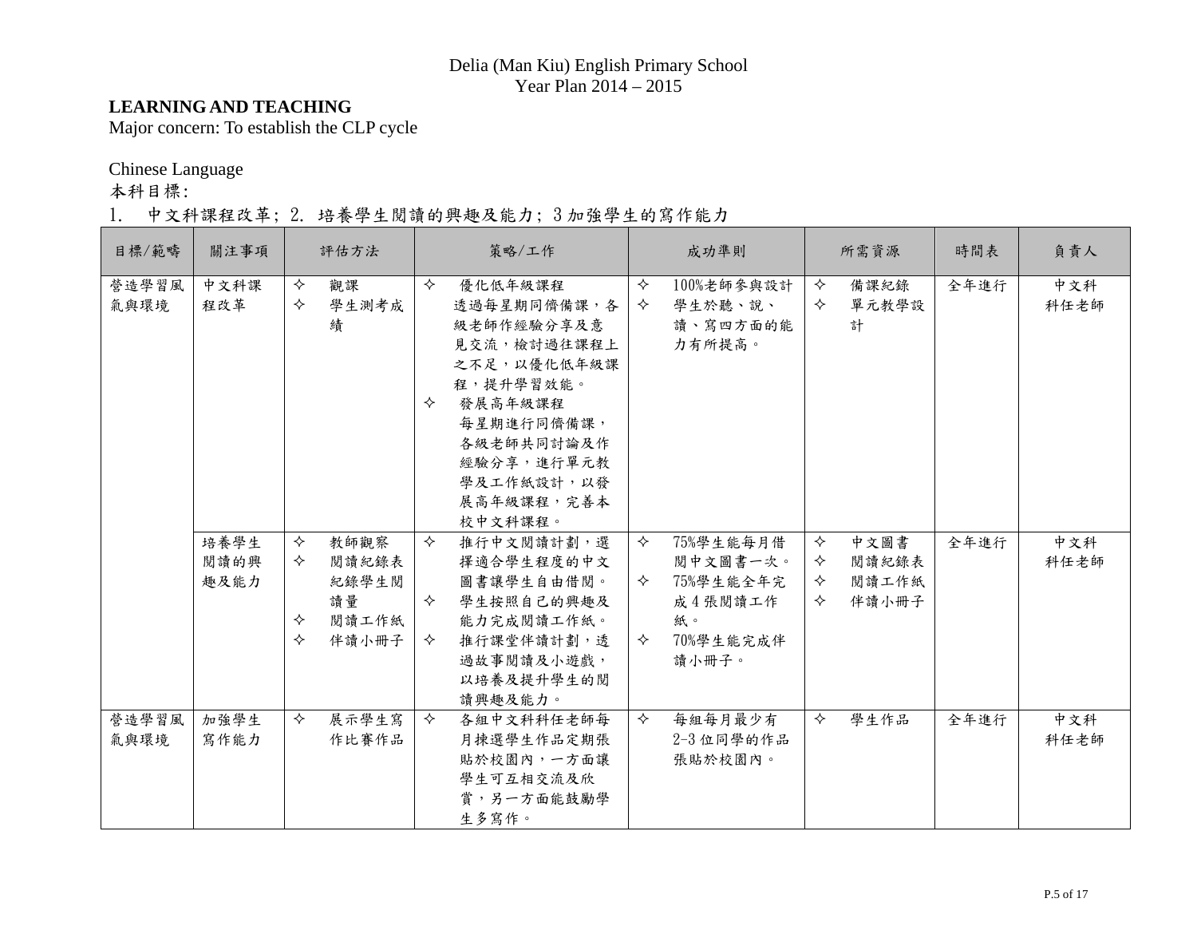Delia (Man Kiu) English Primary School
Year Plan 2014 – 2015

**LEARNING AND TEACHING**
Major concern: To establish the CLP cycle

Chinese Language
本科目標:
1. 中文科課程改革; 2. 培養學生閱讀的興趣及能力; 3 加強學生的寫作能力

| 目標/範疇 | 關注事項 | 評估方法 | 策略/工作 | 成功準則 | 所需資源 | 時間表 | 負責人 |
|---|---|---|---|---|---|---|---|
| 營造學習風氣與環境 | 中文科課程改革 | ✧ 觀課<br>✧ 學生測考成績 | ✧ 優化低年級課程<br>透過每星期同儕備課，各級老師作經驗分享及意見交流，檢討過往課程上之不足，以優化低年級課程，提升學習效能。<br>✧ 發展高年級課程<br>每星期進行同儕備課，各級老師共同討論及作經驗分享，進行單元教學及工作紙設計，以發展高年級課程，完善本校中文科課程。 | ✧ 100%老師參與設計<br>✧ 學生於聽、說、讀、寫四方面的能力有所提高。 | ✧ 備課紀錄<br>✧ 單元教學設計 | 全年進行 | 中文科科任老師 |
| | 培養學生閱讀的興趣及能力 | ✧ 教師觀察<br>✧ 閱讀紀錄表紀錄學生閱讀量<br>✧ 閱讀工作紙<br>✧ 伴讀小冊子 | ✧ 推行中文閱讀計劃，選擇適合學生程度的中文圖書讓學生自由借閱。<br>✧ 學生按照自己的興趣及能力完成閱讀工作紙。<br>✧ 推行課堂伴讀計劃，透過故事閱讀及小遊戲，以培養及提升學生的閱讀興趣及能力。 | ✧ 75%學生能每月借閱中文圖書一次。<br>✧ 75%學生能全年完成 4 張閱讀工作紙。<br>✧ 70%學生能完成伴讀小冊子。 | ✧ 中文圖書<br>✧ 閱讀紀錄表<br>✧ 閱讀工作紙<br>✧ 伴讀小冊子 | 全年進行 | 中文科科任老師 |
| 營造學習風氣與環境 | 加強學生寫作能力 | ✧ 展示學生寫作比賽作品 | ✧ 各組中文科科任老師每月揀選學生作品定期張貼於校園內，一方面讓學生可互相交流及欣賞，另一方面能鼓勵學生多寫作。 | ✧ 每組每月最少有 2-3 位同學的作品張貼於校園內。 | ✧ 學生作品 | 全年進行 | 中文科科任老師 |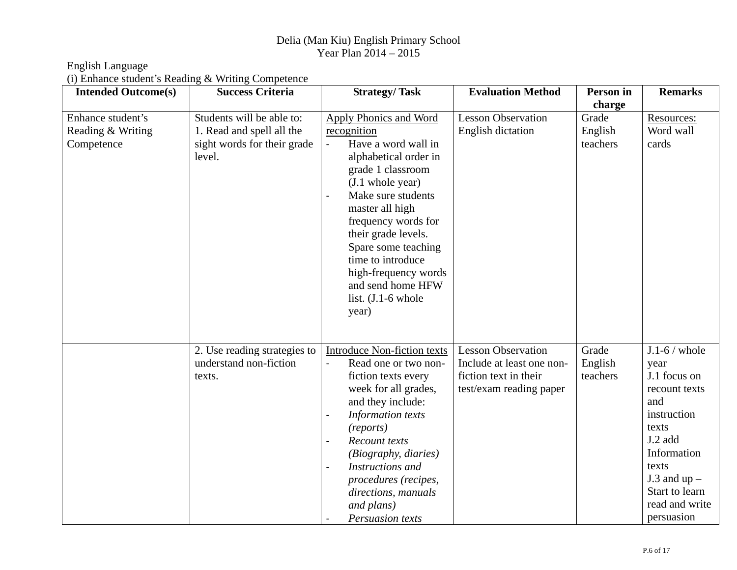Delia (Man Kiu) English Primary School
Year Plan 2014 – 2015

English Language
(i) Enhance student's Reading & Writing Competence

| Intended Outcome(s) | Success Criteria | Strategy/ Task | Evaluation Method | Person in charge | Remarks |
|---|---|---|---|---|---|
| Enhance student's Reading & Writing Competence | Students will be able to:<br>1. Read and spell all the sight words for their grade level. | Apply Phonics and Word recognition<br>- Have a word wall in alphabetical order in grade 1 classroom (J.1 whole year)<br>- Make sure students master all high frequency words for their grade levels. Spare some teaching time to introduce high-frequency words and send home HFW list. (J.1-6 whole year) | Lesson Observation<br>English dictation | Grade English teachers | Resources:<br>Word wall cards |
| | 2. Use reading strategies to understand non-fiction texts. | Introduce Non-fiction texts<br>- Read one or two non-fiction texts every week for all grades, and they include:<br>- *Information texts (reports)*<br>- *Recount texts (Biography, diaries)*<br>- *Instructions and procedures (recipes, directions, manuals and plans)*<br>- *Persuasion texts* | Lesson Observation<br>Include at least one non-fiction text in their test/exam reading paper | Grade English teachers | J.1-6 / whole year<br>J.1 focus on recount texts and instruction texts<br>J.2 add Information texts<br>J.3 and up – Start to learn read and write persuasion |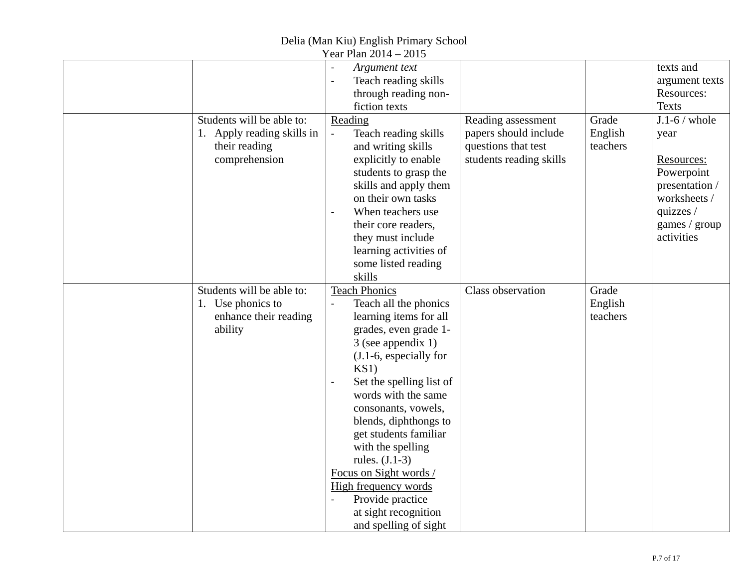| | | | | | |
|---|---|---|---|---|---|
| | | - *Argument text*<br>- Teach reading skills through reading non-fiction texts | | | texts and argument texts<br>Resources: Texts |
| | Students will be able to:<br>1. Apply reading skills in their reading comprehension | <u>Reading</u><br>- Teach reading skills and writing skills explicitly to enable students to grasp the skills and apply them on their own tasks<br>- When teachers use their core readers, they must include learning activities of some listed reading skills | Reading assessment papers should include questions that test students reading skills | Grade English teachers | J.1-6 / whole year<br><br><u>Resources:</u><br>Powerpoint presentation / worksheets / quizzes / games / group activities |
| | Students will be able to:<br>1. Use phonics to enhance their reading ability | <u>Teach Phonics</u><br>- Teach all the phonics learning items for all grades, even grade 1-3 (see appendix 1) (J.1-6, especially for KS1)<br>- Set the spelling list of words with the same consonants, vowels, blends, diphthongs to get students familiar with the spelling rules. (J.1-3)<br><u>Focus on Sight words / High frequency words</u><br>- Provide practice at sight recognition and spelling of sight | Class observation | Grade English teachers | |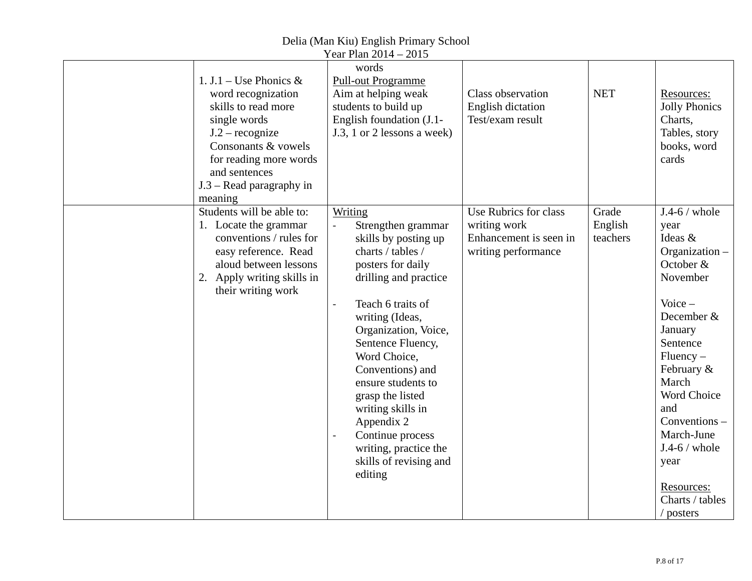Delia (Man Kiu) English Primary School
Year Plan 2014 – 2015

| | | | | | |
|---|---|---|---|---|---|
| | 1. J.1 – Use Phonics & word recognization skills to read more single words<br>J.2 – recognize Consonants & vowels for reading more words and sentences<br>J.3 – Read paragraphy in meaning | words<br>Pull-out Programme<br>Aim at helping weak students to build up English foundation (J.1-J.3, 1 or 2 lessons a week) | Class observation<br>English dictation<br>Test/exam result | NET | Resources:<br>Jolly Phonics Charts, Tables, story books, word cards |
| | Students will be able to:<br>1. Locate the grammar conventions / rules for easy reference. Read aloud between lessons<br>2. Apply writing skills in their writing work | Writing<br>- Strengthen grammar skills by posting up charts / tables / posters for daily drilling and practice<br><br>- Teach 6 traits of writing (Ideas, Organization, Voice, Sentence Fluency, Word Choice, Conventions) and ensure students to grasp the listed writing skills in Appendix 2<br>- Continue process writing, practice the skills of revising and editing | Use Rubrics for class writing work<br>Enhancement is seen in writing performance | Grade English teachers | J.4-6 / whole year<br>Ideas & Organization – October & November<br><br>Voice – December & January<br>Sentence Fluency – February & March<br>Word Choice and Conventions – March-June<br>J.4-6 / whole year<br><br>Resources:<br>Charts / tables / posters |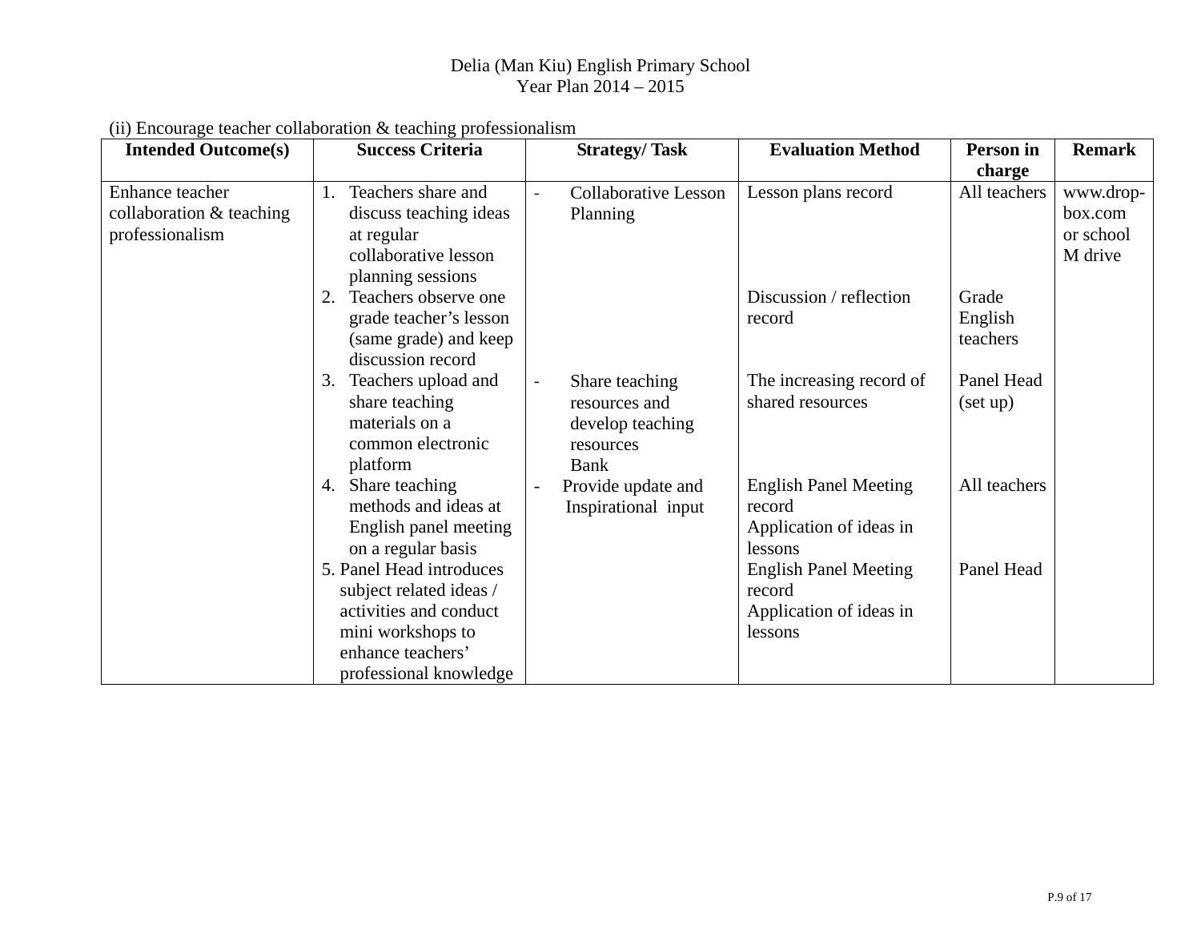Delia (Man Kiu) English Primary School
Year Plan 2014 – 2015

(ii) Encourage teacher collaboration & teaching professionalism

| Intended Outcome(s) | Success Criteria | Strategy/ Task | Evaluation Method | Person in charge | Remark |
|---|---|---|---|---|---|
| Enhance teacher collaboration & teaching professionalism | 1. Teachers share and discuss teaching ideas at regular collaborative lesson planning sessions | - Collaborative Lesson Planning | Lesson plans record | All teachers | www.drop-box.com or school M drive |
| | 2. Teachers observe one grade teacher's lesson (same grade) and keep discussion record | | Discussion / reflection record | Grade English teachers | |
| | 3. Teachers upload and share teaching materials on a common electronic platform | - Share teaching resources and develop teaching resources Bank | The increasing record of shared resources | Panel Head (set up) | |
| | 4. Share teaching methods and ideas at English panel meeting on a regular basis | - Provide update and Inspirational input | English Panel Meeting record<br>Application of ideas in lessons | All teachers | |
| | 5. Panel Head introduces subject related ideas / activities and conduct mini workshops to enhance teachers' professional knowledge | | English Panel Meeting record<br>Application of ideas in lessons | Panel Head | |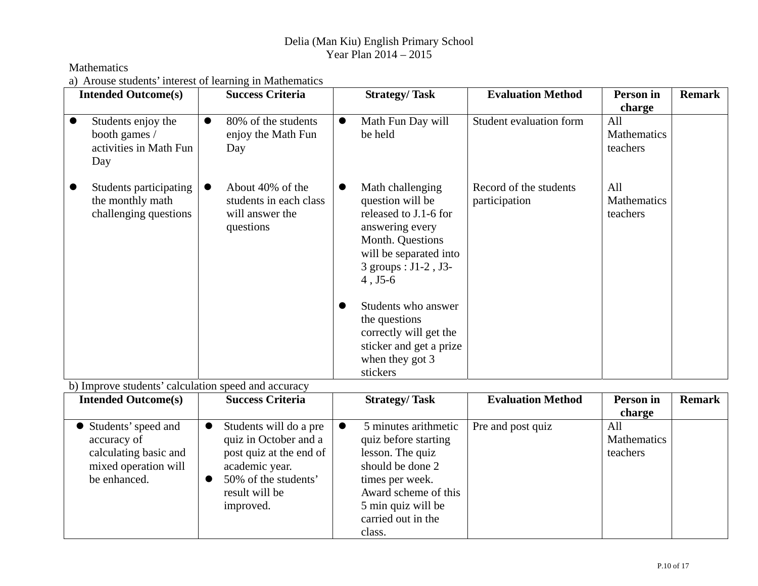Delia (Man Kiu) English Primary School
Year Plan 2014 – 2015

Mathematics

a) Arouse students' interest of learning in Mathematics

| Intended Outcome(s) | Success Criteria | Strategy/ Task | Evaluation Method | Person in charge | Remark |
|---|---|---|---|---|---|
| • Students enjoy the booth games / activities in Math Fun Day | • 80% of the students enjoy the Math Fun Day | • Math Fun Day will be held | Student evaluation form | All Mathematics teachers | |
| • Students participating the monthly math challenging questions | • About 40% of the students in each class will answer the questions | • Math challenging question will be released to J.1-6 for answering every Month. Questions will be separated into 3 groups : J1-2 , J3-4 , J5-6<br>• Students who answer the questions correctly will get the sticker and get a prize when they got 3 stickers | Record of the students participation | All Mathematics teachers | |

b) Improve students' calculation speed and accuracy

| Intended Outcome(s) | Success Criteria | Strategy/ Task | Evaluation Method | Person in charge | Remark |
|---|---|---|---|---|---|
| • Students' speed and accuracy of calculating basic and mixed operation will be enhanced. | • Students will do a pre quiz in October and a post quiz at the end of academic year.<br>• 50% of the students' result will be improved. | • 5 minutes arithmetic quiz before starting lesson. The quiz should be done 2 times per week. Award scheme of this 5 min quiz will be carried out in the class. | Pre and post quiz | All Mathematics teachers | |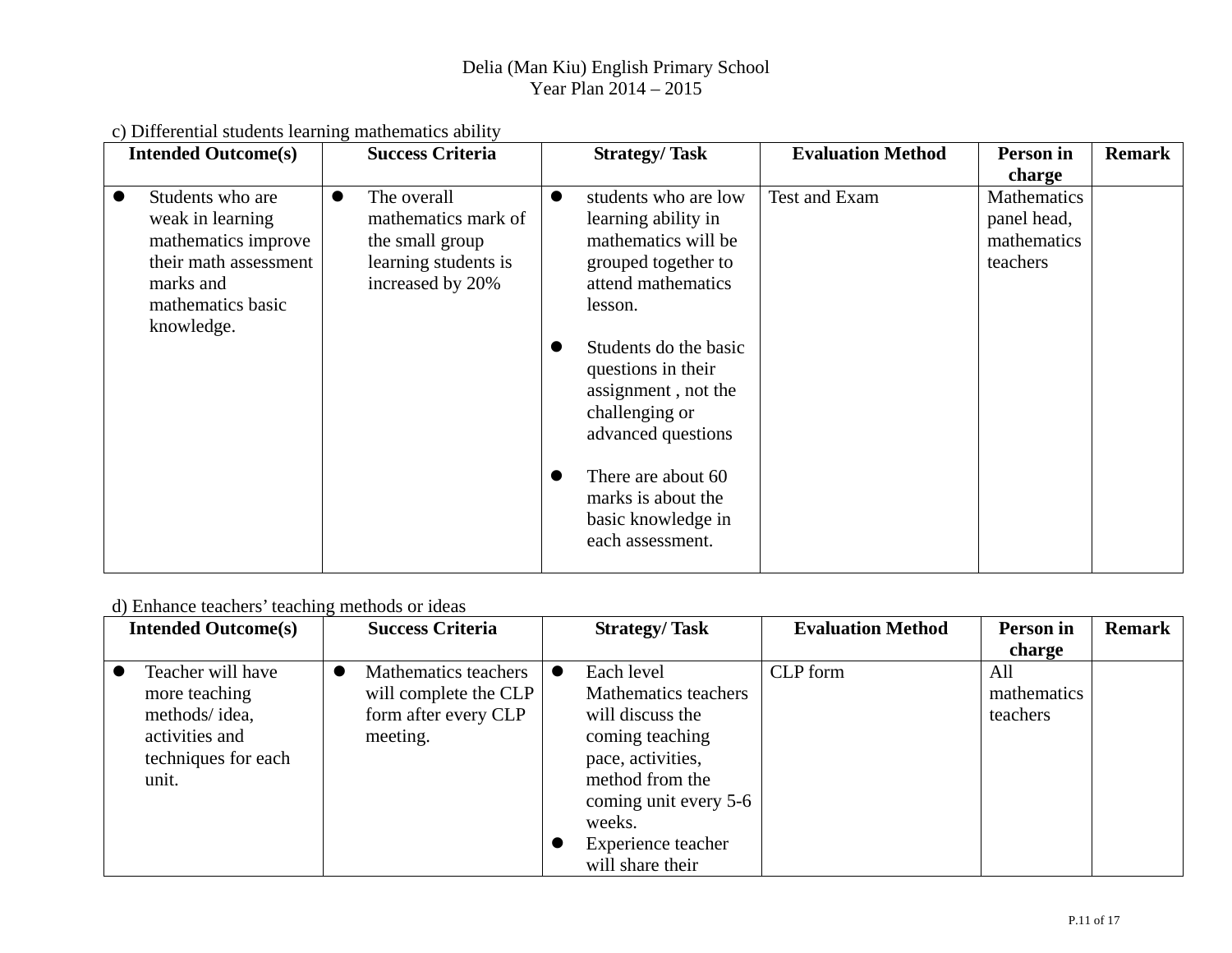Delia (Man Kiu) English Primary School
Year Plan 2014 – 2015

c) Differential students learning mathematics ability

| Intended Outcome(s) | Success Criteria | Strategy/ Task | Evaluation Method | Person in charge | Remark |
|---|---|---|---|---|---|
| • Students who are weak in learning mathematics improve their math assessment marks and mathematics basic knowledge. | • The overall mathematics mark of the small group learning students is increased by 20% | • students who are low learning ability in mathematics will be grouped together to attend mathematics lesson.<br>• Students do the basic questions in their assignment , not the challenging or advanced questions<br>• There are about 60 marks is about the basic knowledge in each assessment. | Test and Exam | Mathematics panel head, mathematics teachers | |

d) Enhance teachers' teaching methods or ideas

| Intended Outcome(s) | Success Criteria | Strategy/ Task | Evaluation Method | Person in charge | Remark |
|---|---|---|---|---|---|
| • Teacher will have more teaching methods/ idea, activities and techniques for each unit. | • Mathematics teachers will complete the CLP form after every CLP meeting. | • Each level Mathematics teachers will discuss the coming teaching pace, activities, method from the coming unit every 5-6 weeks.<br>• Experience teacher will share their | CLP form | All mathematics teachers | |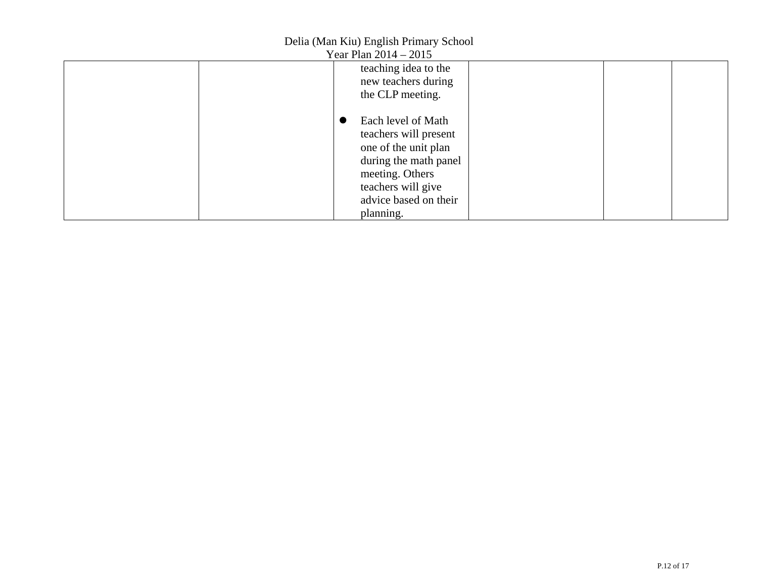|  |  |  |  |  |  |
|---|---|---|---|---|---|
|  |  | teaching idea to the new teachers during the CLP meeting.<br><br>● Each level of Math teachers will present one of the unit plan during the math panel meeting. Others teachers will give advice based on their planning. |  |  |  |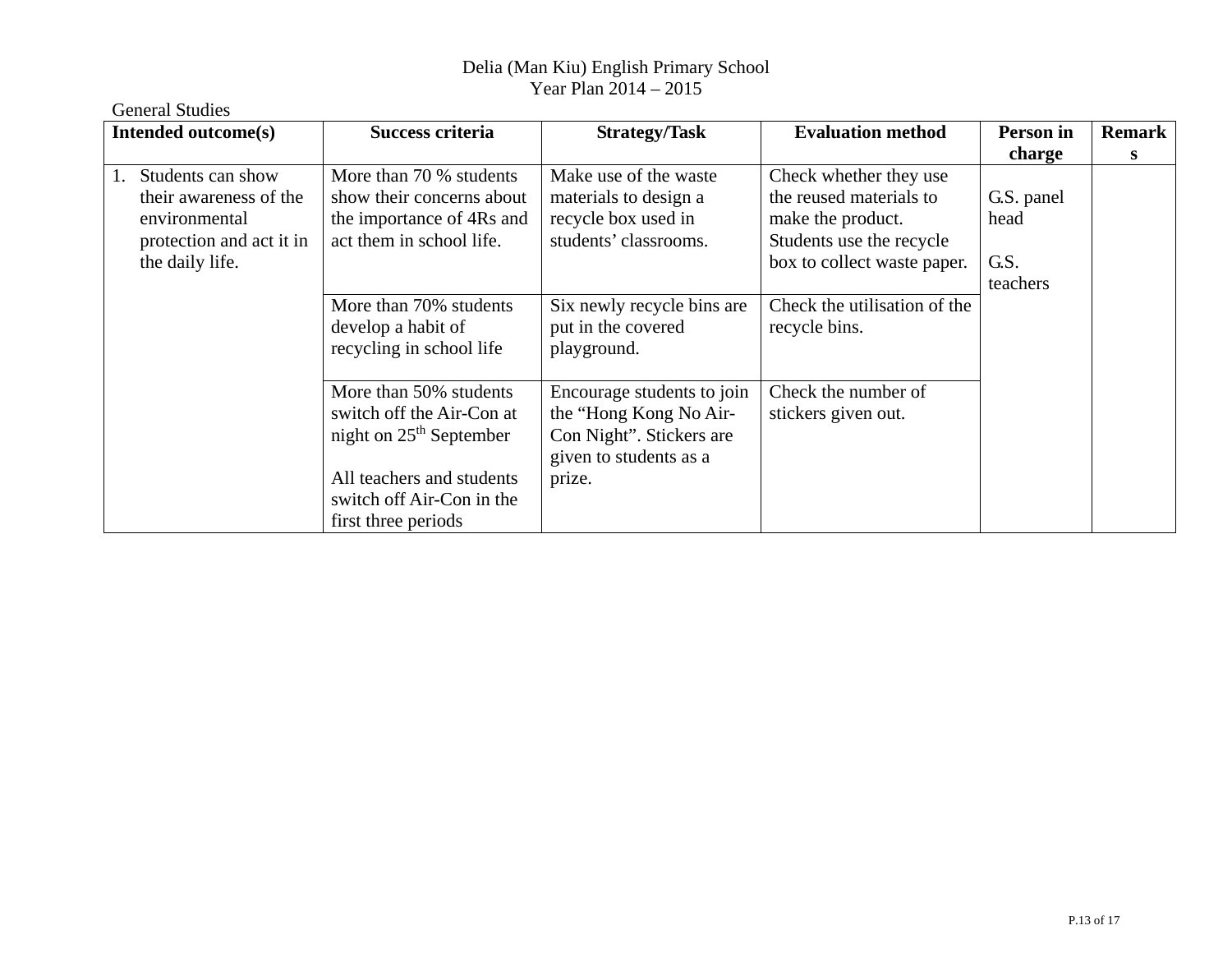Delia (Man Kiu) English Primary School

Year Plan 2014 – 2015

General Studies

| Intended outcome(s) | Success criteria | Strategy/Task | Evaluation method | Person in charge | Remarks |
|---|---|---|---|---|---|
| 1. Students can show their awareness of the environmental protection and act it in the daily life. | More than 70 % students show their concerns about the importance of 4Rs and act them in school life. | Make use of the waste materials to design a recycle box used in students' classrooms. | Check whether they use the reused materials to make the product. Students use the recycle box to collect waste paper. | G.S. panel head<br><br>G.S. teachers | |
| | More than 70% students develop a habit of recycling in school life | Six newly recycle bins are put in the covered playground. | Check the utilisation of the recycle bins. | | |
| | More than 50% students switch off the Air-Con at night on 25th September<br><br>All teachers and students switch off Air-Con in the first three periods | Encourage students to join the "Hong Kong No Air-Con Night". Stickers are given to students as a prize. | Check the number of stickers given out. | | |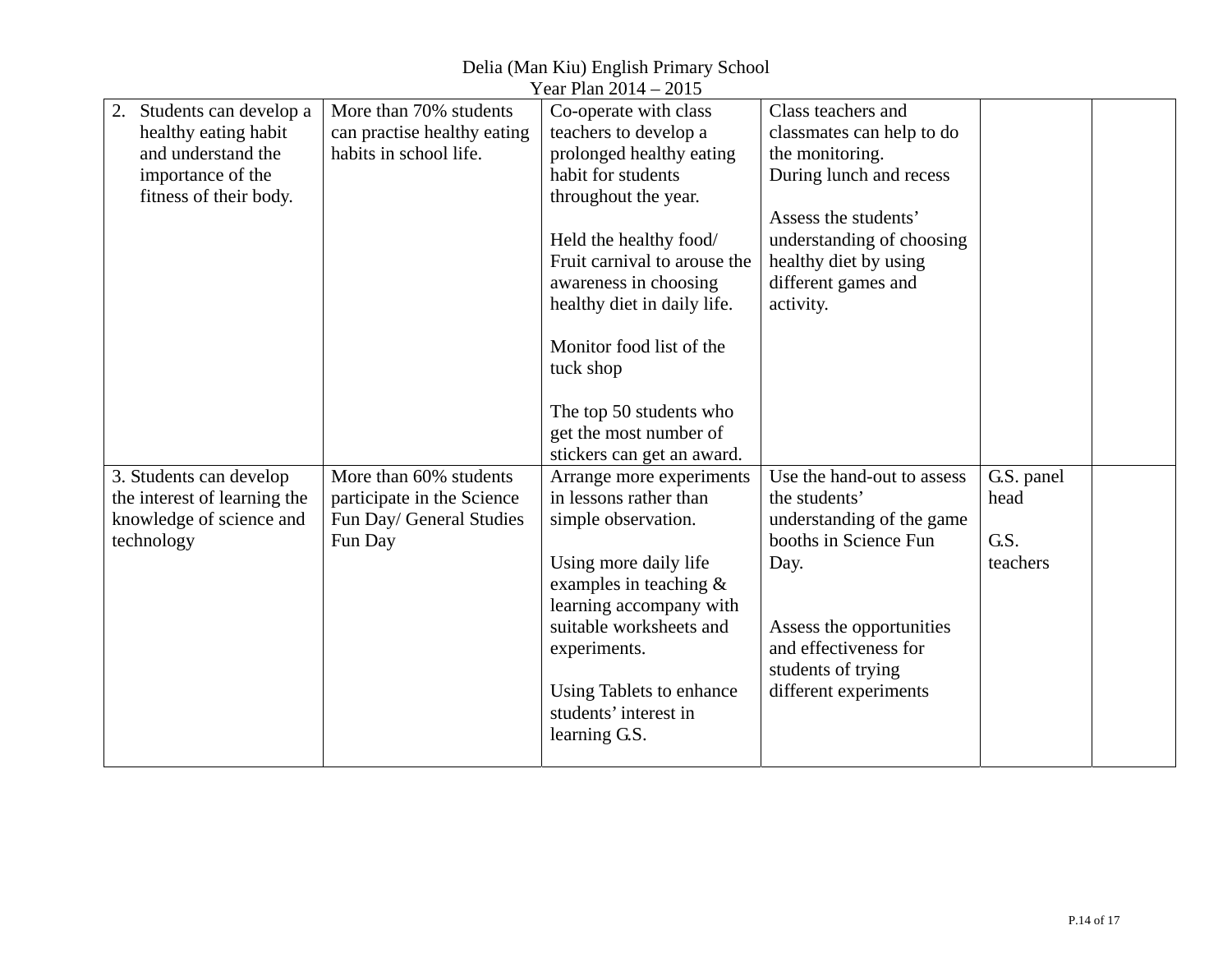Delia (Man Kiu) English Primary School
Year Plan 2014 – 2015

| | | | | | |
|---|---|---|---|---|---|
| 2. Students can develop a healthy eating habit and understand the importance of the fitness of their body. | More than 70% students can practise healthy eating habits in school life. | Co-operate with class teachers to develop a prolonged healthy eating habit for students throughout the year.<br><br>Held the healthy food/ Fruit carnival to arouse the awareness in choosing healthy diet in daily life.<br><br>Monitor food list of the tuck shop<br><br>The top 50 students who get the most number of stickers can get an award. | Class teachers and classmates can help to do the monitoring.<br>During lunch and recess<br><br>Assess the students' understanding of choosing healthy diet by using different games and activity. | | |
| 3. Students can develop the interest of learning the knowledge of science and technology | More than 60% students participate in the Science Fun Day/ General Studies Fun Day | Arrange more experiments in lessons rather than simple observation.<br><br>Using more daily life examples in teaching & learning accompany with suitable worksheets and experiments.<br><br>Using Tablets to enhance students' interest in learning G.S. | Use the hand-out to assess the students' understanding of the game booths in Science Fun Day.<br><br>Assess the opportunities and effectiveness for students of trying different experiments | G.S. panel head<br><br>G.S. teachers | |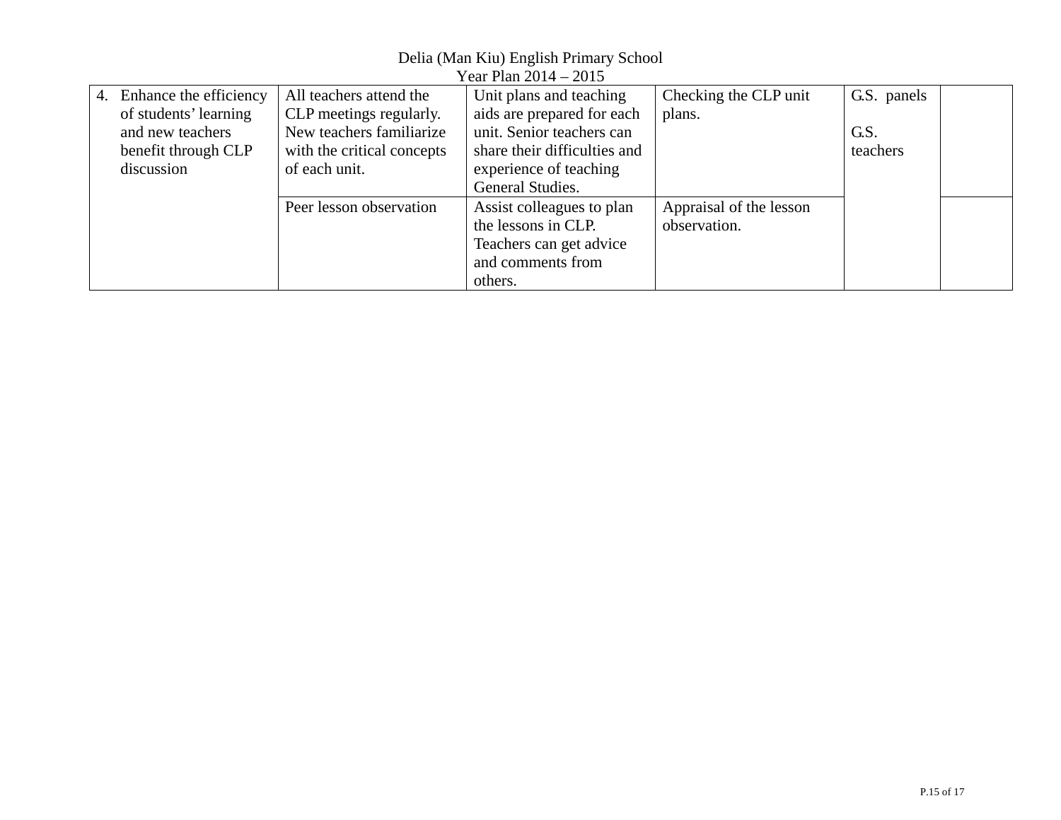Delia (Man Kiu) English Primary School
Year Plan 2014 – 2015

| | | | | | |
|---|---|---|---|---|---|
| 4. Enhance the efficiency of students' learning and new teachers benefit through CLP discussion | All teachers attend the CLP meetings regularly. New teachers familiarize with the critical concepts of each unit. | Unit plans and teaching aids are prepared for each unit. Senior teachers can share their difficulties and experience of teaching General Studies. | Checking the CLP unit plans. | G.S. panels<br><br>G.S. teachers | |
| | Peer lesson observation | Assist colleagues to plan the lessons in CLP. Teachers can get advice and comments from others. | Appraisal of the lesson observation. | | |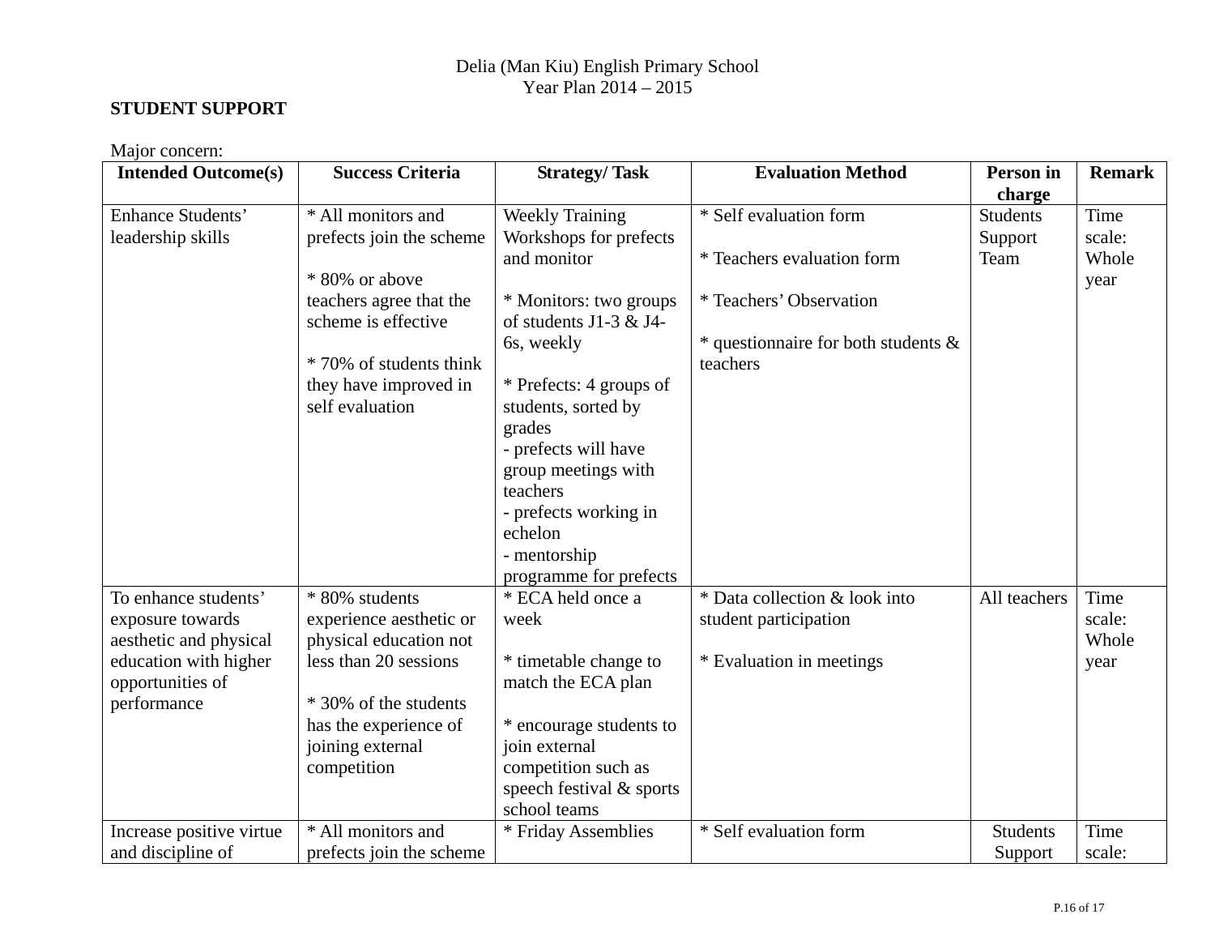Delia (Man Kiu) English Primary School
Year Plan 2014 – 2015

**STUDENT SUPPORT**

Major concern:

| Intended Outcome(s) | Success Criteria | Strategy/ Task | Evaluation Method | Person in charge | Remark |
|---|---|---|---|---|---|
| Enhance Students' leadership skills | * All monitors and prefects join the scheme<br><br>* 80% or above teachers agree that the scheme is effective<br><br>* 70% of students think they have improved in self evaluation | Weekly Training Workshops for prefects and monitor<br><br>* Monitors: two groups of students J1-3 & J4-6s, weekly<br><br>* Prefects: 4 groups of students, sorted by grades<br>- prefects will have group meetings with teachers<br>- prefects working in echelon<br>- mentorship programme for prefects | * Self evaluation form<br><br>* Teachers evaluation form<br><br>* Teachers' Observation<br><br>* questionnaire for both students & teachers | Students Support Team | Time scale: Whole year |
| To enhance students' exposure towards aesthetic and physical education with higher opportunities of performance | * 80% students experience aesthetic or physical education not less than 20 sessions<br><br>* 30% of the students has the experience of joining external competition | * ECA held once a week<br><br>* timetable change to match the ECA plan<br><br>* encourage students to join external competition such as speech festival & sports school teams | * Data collection & look into student participation<br><br>* Evaluation in meetings | All teachers | Time scale: Whole year |
| Increase positive virtue and discipline of | * All monitors and prefects join the scheme | * Friday Assemblies | * Self evaluation form | Students Support | Time scale: |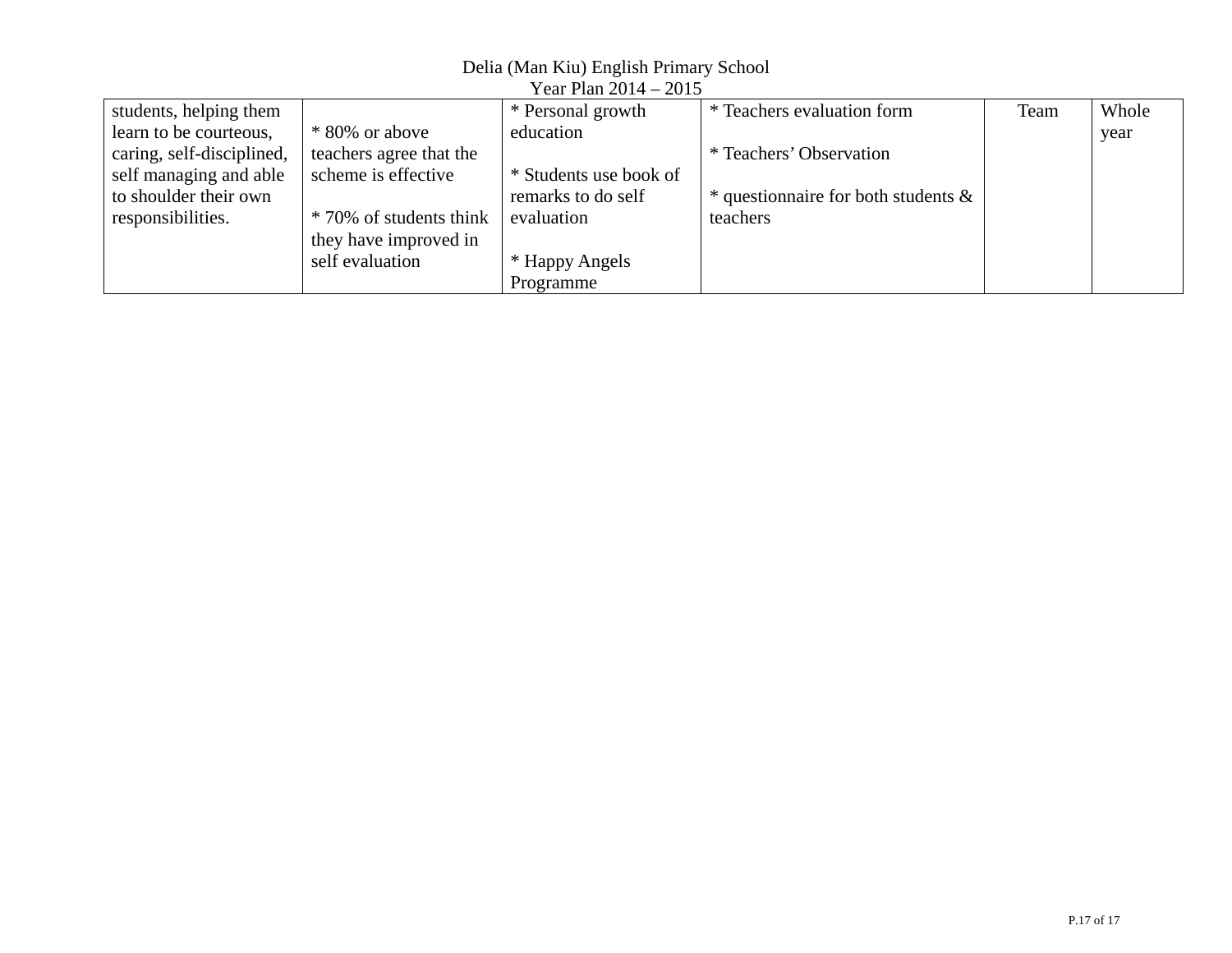| | | | | | |
|---|---|---|---|---|---|
| students, helping them learn to be courteous, caring, self-disciplined, self managing and able to shoulder their own responsibilities. | * 80% or above teachers agree that the scheme is effective<br><br>* 70% of students think they have improved in self evaluation | * Personal growth education<br><br>* Students use book of remarks to do self evaluation<br><br>* Happy Angels Programme | * Teachers evaluation form<br><br>* Teachers' Observation<br><br>* questionnaire for both students & teachers | Team | Whole year |